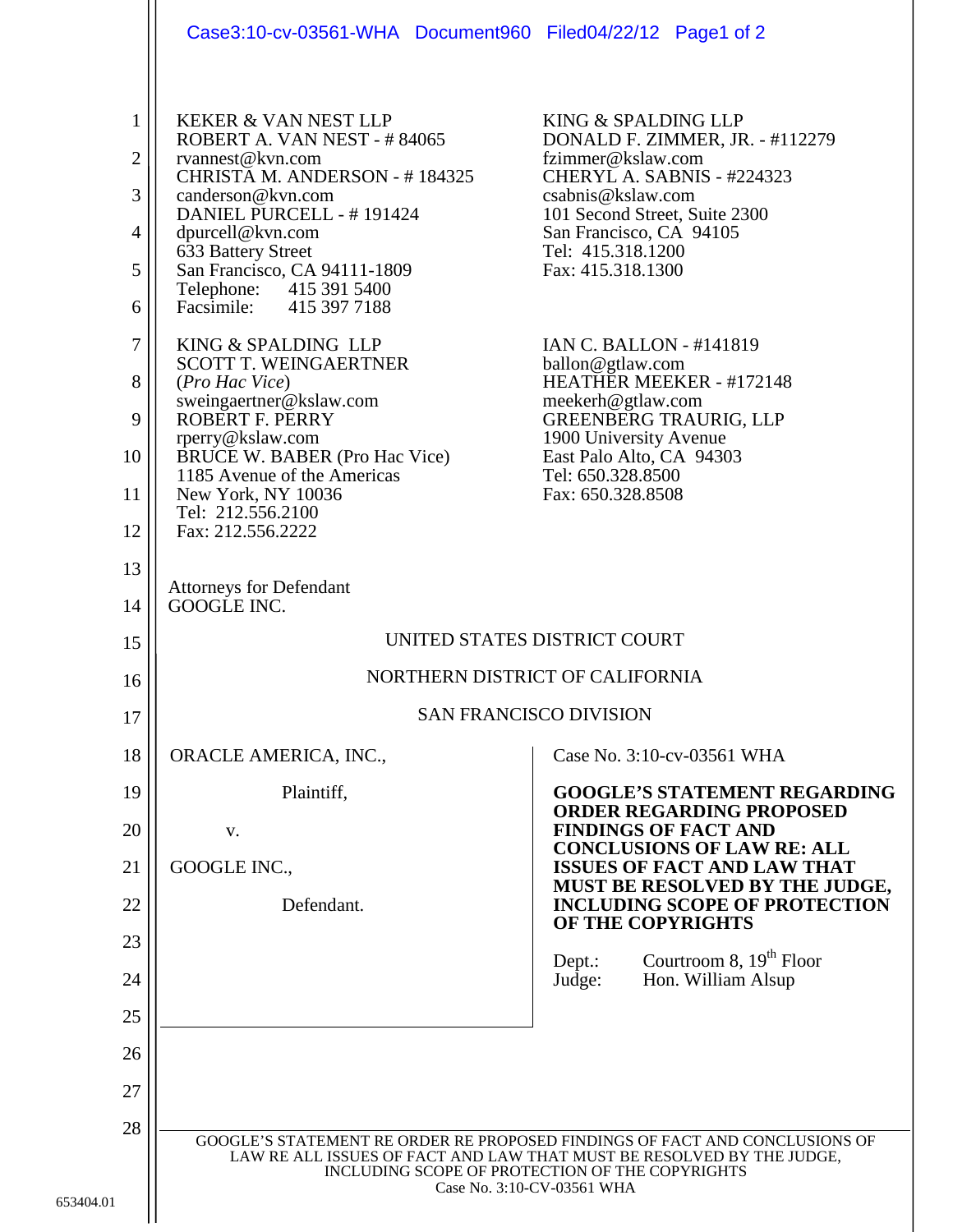KEKER & VAN NEST LLP
ROBERT A. VAN NEST - # 84065
rvannest@kvn.com
CHRISTA M. ANDERSON - # 184325
canderson@kvn.com
DANIEL PURCELL - # 191424
dpurcell@kvn.com
633 Battery Street
San Francisco, CA 94111-1809
Telephone: 415 391 5400
Facsimile: 415 397 7188

KING & SPALDING LLP
DONALD F. ZIMMER, JR. - #112279
fzimmer@kslaw.com
CHERYL A. SABNIS - #224323
csabnis@kslaw.com
101 Second Street, Suite 2300
San Francisco, CA 94105
Tel: 415.318.1200
Fax: 415.318.1300

KING & SPALDING LLP
SCOTT T. WEINGAERTNER
(*Pro Hac Vice*)
sweingaertner@kslaw.com
ROBERT F. PERRY
rperry@kslaw.com
BRUCE W. BABER (Pro Hac Vice)
1185 Avenue of the Americas
New York, NY 10036
Tel: 212.556.2100
Fax: 212.556.2222

IAN C. BALLON - #141819
ballon@gtlaw.com
HEATHER MEEKER - #172148
meekerh@gtlaw.com
GREENBERG TRAURIG, LLP
1900 University Avenue
East Palo Alto, CA 94303
Tel: 650.328.8500
Fax: 650.328.8508

Attorneys for Defendant
GOOGLE INC.

UNITED STATES DISTRICT COURT

NORTHERN DISTRICT OF CALIFORNIA

SAN FRANCISCO DIVISION

ORACLE AMERICA, INC.,

Plaintiff,

v.

GOOGLE INC.,

Defendant.

Case No. 3:10-cv-03561 WHA

**GOOGLE'S STATEMENT REGARDING ORDER REGARDING PROPOSED FINDINGS OF FACT AND CONCLUSIONS OF LAW RE: ALL ISSUES OF FACT AND LAW THAT MUST BE RESOLVED BY THE JUDGE, INCLUDING SCOPE OF PROTECTION OF THE COPYRIGHTS**

Dept.: Courtroom 8, 19th Floor
Judge: Hon. William Alsup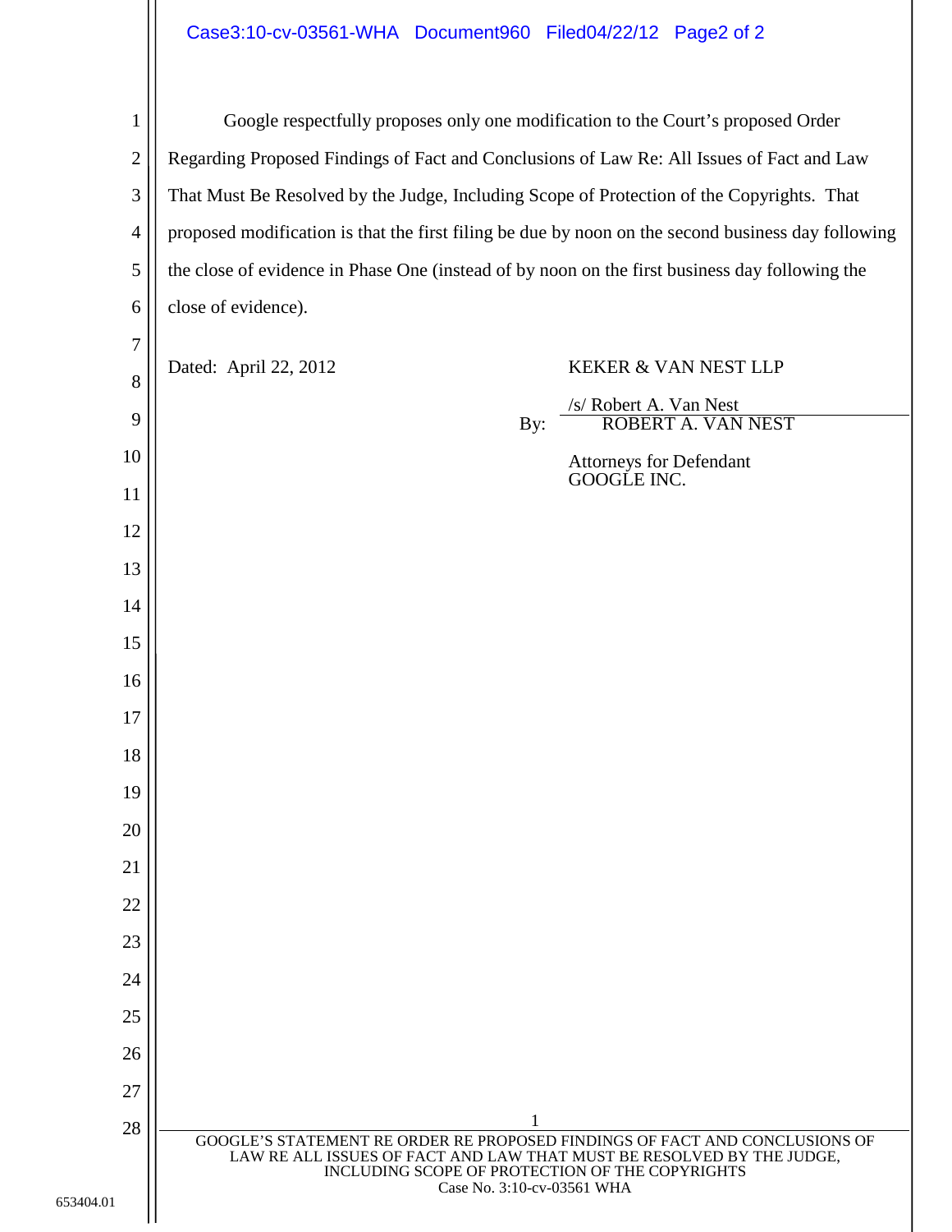Google respectfully proposes only one modification to the Court's proposed Order Regarding Proposed Findings of Fact and Conclusions of Law Re: All Issues of Fact and Law That Must Be Resolved by the Judge, Including Scope of Protection of the Copyrights. That proposed modification is that the first filing be due by noon on the second business day following the close of evidence in Phase One (instead of by noon on the first business day following the close of evidence).

Dated: April 22, 2012

KEKER & VAN NEST LLP

By: /s/ Robert A. Van Nest
ROBERT A. VAN NEST

Attorneys for Defendant
GOOGLE INC.

GOOGLE'S STATEMENT RE ORDER RE PROPOSED FINDINGS OF FACT AND CONCLUSIONS OF LAW RE ALL ISSUES OF FACT AND LAW THAT MUST BE RESOLVED BY THE JUDGE, INCLUDING SCOPE OF PROTECTION OF THE COPYRIGHTS
Case No. 3:10-cv-03561 WHA